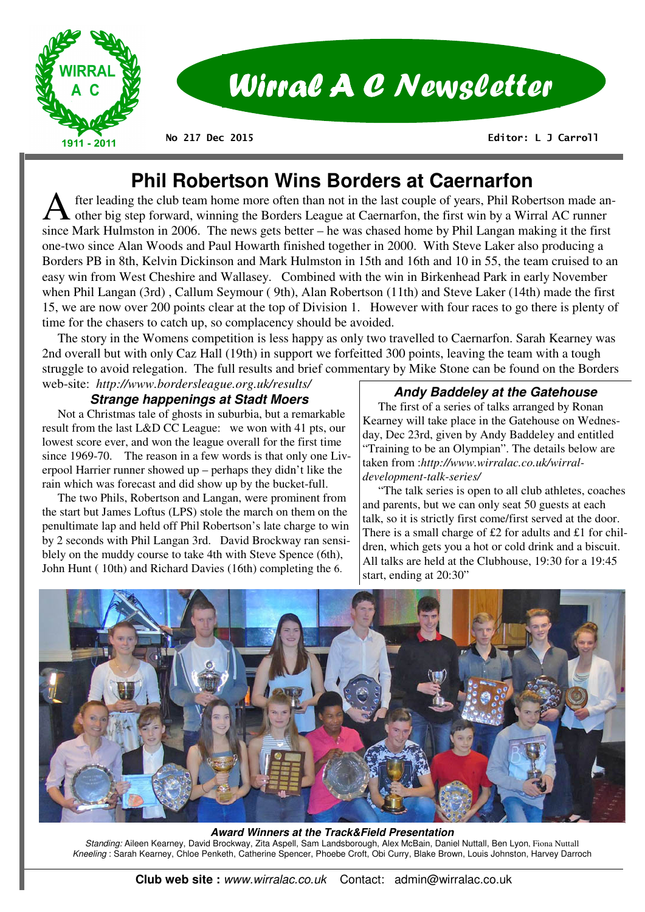# Wirral A C Newsletter

**No 217 Dec 2015** **Editor: L J Carroll**

## Phil Robertson Wins Borders at Caernarfon

After leading the club team home more often than not in the last couple of years, Phil Robertson made another big step forward, winning the Borders League at Caernarfon, the first win by a Wirral AC runner since Mark Hulmston in 2006. The news gets better – he was chased home by Phil Langan making it the first one-two since Alan Woods and Paul Howarth finished together in 2000. With Steve Laker also producing a Borders PB in 8th, Kelvin Dickinson and Mark Hulmston in 15th and 16th and 10 in 55, the team cruised to an easy win from West Cheshire and Wallasey. Combined with the win in Birkenhead Park in early November when Phil Langan (3rd) , Callum Seymour ( 9th), Alan Robertson (11th) and Steve Laker (14th) made the first 15, we are now over 200 points clear at the top of Division 1. However with four races to go there is plenty of time for the chasers to catch up, so complacency should be avoided.

The story in the Womens competition is less happy as only two travelled to Caernarfon. Sarah Kearney was 2nd overall but with only Caz Hall (19th) in support we forfeitted 300 points, leaving the team with a tough struggle to avoid relegation. The full results and brief commentary by Mike Stone can be found on the Borders web-site: *http://www.bordersleague.org.uk/results/*

### *Strange happenings at Stadt Moers*

Not a Christmas tale of ghosts in suburbia, but a remarkable result from the last L&D CC League: we won with 41 pts, our lowest score ever, and won the league overall for the first time since 1969-70. The reason in a few words is that only one Liverpool Harrier runner showed up – perhaps they didn't like the rain which was forecast and did show up by the bucket-full.

The two Phils, Robertson and Langan, were prominent from the start but James Loftus (LPS) stole the march on them on the penultimate lap and held off Phil Robertson's late charge to win by 2 seconds with Phil Langan 3rd. David Brockway ran sensibly on the muddy course to take 4th with Steve Spence (6th), John Hunt ( 10th) and Richard Davies (16th) completing the 6.

### *Andy Baddeley at the Gatehouse*

The first of a series of talks arranged by Ronan Kearney will take place in the Gatehouse on Wednesday, Dec 23rd, given by Andy Baddeley and entitled "Training to be an Olympian". The details below are taken from :*http://www.wirralac.co.uk/wirral-development-talk-series/*

"The talk series is open to all club athletes, coaches and parents, but we can only seat 50 guests at each talk, so it is strictly first come/first served at the door. There is a small charge of £2 for adults and £1 for children, which gets you a hot or cold drink and a biscuit. All talks are held at the Clubhouse, 19:30 for a 19:45 start, ending at 20:30"

***Award Winners at the Track&Field Presentation***

*Standing:* Aileen Kearney, David Brockway, Zita Aspell, Sam Landsborough, Alex McBain, Daniel Nuttall, Ben Lyon, Fiona Nuttall
*Kneeling* : Sarah Kearney, Chloe Penketh, Catherine Spencer, Phoebe Croft, Obi Curry, Blake Brown, Louis Johnston, Harvey Darroch

**Club web site :** *www.wirralac.co.uk* Contact: admin@wirralac.co.uk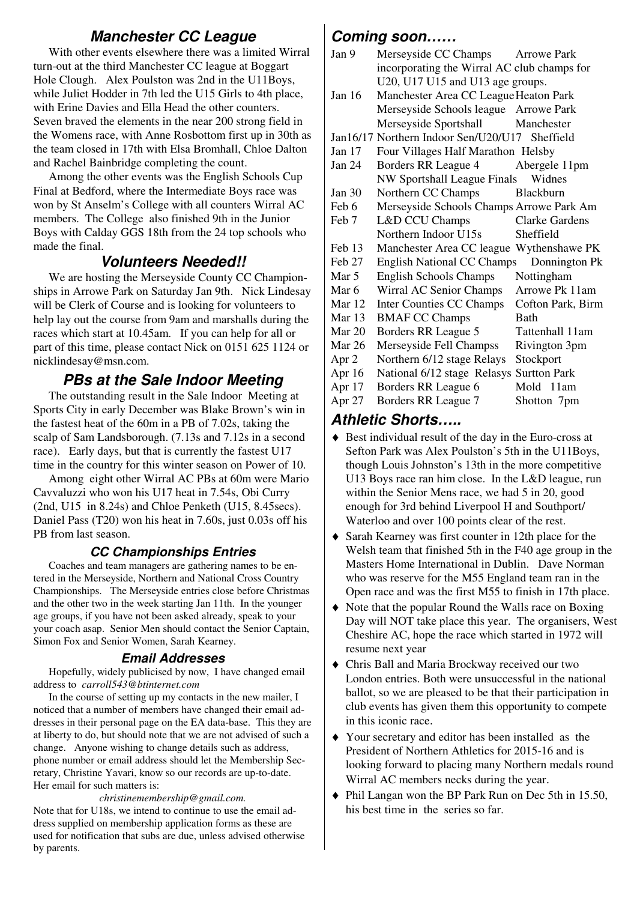## Manchester CC League

With other events elsewhere there was a limited Wirral turn-out at the third Manchester CC league at Boggart Hole Clough. Alex Poulston was 2nd in the U11Boys, while Juliet Hodder in 7th led the U15 Girls to 4th place, with Erine Davies and Ella Head the other counters. Seven braved the elements in the near 200 strong field in the Womens race, with Anne Rosbottom first up in 30th as the team closed in 17th with Elsa Bromhall, Chloe Dalton and Rachel Bainbridge completing the count.

Among the other events was the English Schools Cup Final at Bedford, where the Intermediate Boys race was won by St Anselm's College with all counters Wirral AC members. The College also finished 9th in the Junior Boys with Calday GGS 18th from the 24 top schools who made the final.

## Volunteers Needed!!

We are hosting the Merseyside County CC Championships in Arrowe Park on Saturday Jan 9th. Nick Lindesay will be Clerk of Course and is looking for volunteers to help lay out the course from 9am and marshalls during the races which start at 10.45am. If you can help for all or part of this time, please contact Nick on 0151 625 1124 or nicklindesay@msn.com.

## PBs at the Sale Indoor Meeting

The outstanding result in the Sale Indoor Meeting at Sports City in early December was Blake Brown's win in the fastest heat of the 60m in a PB of 7.02s, taking the scalp of Sam Landsborough. (7.13s and 7.12s in a second race). Early days, but that is currently the fastest U17 time in the country for this winter season on Power of 10.

Among eight other Wirral AC PBs at 60m were Mario Cavvaluzzi who won his U17 heat in 7.54s, Obi Curry (2nd, U15 in 8.24s) and Chloe Penketh (U15, 8.45secs). Daniel Pass (T20) won his heat in 7.60s, just 0.03s off his PB from last season.

### CC Championships Entries

Coaches and team managers are gathering names to be entered in the Merseyside, Northern and National Cross Country Championships. The Merseyside entries close before Christmas and the other two in the week starting Jan 11th. In the younger age groups, if you have not been asked already, speak to your your coach asap. Senior Men should contact the Senior Captain, Simon Fox and Senior Women, Sarah Kearney.

### Email Addresses

Hopefully, widely publicised by now, I have changed email address to *carroll543@btinternet.com*

In the course of setting up my contacts in the new mailer, I noticed that a number of members have changed their email addresses in their personal page on the EA data-base. This they are at liberty to do, but should note that we are not advised of such a change. Anyone wishing to change details such as address, phone number or email address should let the Membership Secretary, Christine Yavari, know so our records are up-to-date. Her email for such matters is:

*christinemembership@gmail.com.*

Note that for U18s, we intend to continue to use the email address supplied on membership application forms as these are used for notification that subs are due, unless advised otherwise by parents.

## Coming soon……

| | | |
|---|---|---|
| Jan 9 | Merseyside CC Champs incorporating the Wirral AC club champs for U20, U17 U15 and U13 age groups. | Arrowe Park |
| Jan 16 | Manchester Area CC League | Heaton Park |
| | Merseyside Schools league | Arrowe Park |
| | Merseyside Sportshall | Manchester |
| Jan16/17 | Northern Indoor Sen/U20/U17 | Sheffield |
| Jan 17 | Four Villages Half Marathon | Helsby |
| Jan 24 | Borders RR League 4 | Abergele 11pm |
| | NW Sportshall League Finals | Widnes |
| Jan 30 | Northern CC Champs | Blackburn |
| Feb 6 | Merseyside Schools Champs | Arrowe Park Am |
| Feb 7 | L&D CCU Champs | Clarke Gardens |
| | Northern Indoor U15s | Sheffield |
| Feb 13 | Manchester Area CC league | Wythenshawe PK |
| Feb 27 | English National CC Champs | Donnington Pk |
| Mar 5 | English Schools Champs | Nottingham |
| Mar 6 | Wirral AC Senior Champs | Arrowe Pk 11am |
| Mar 12 | Inter Counties CC Champs | Cofton Park, Birm |
| Mar 13 | BMAF CC Champs | Bath |
| Mar 20 | Borders RR League 5 | Tattenhall 11am |
| Mar 26 | Merseyside Fell Champss | Rivington 3pm |
| Apr 2 | Northern 6/12 stage Relays | Stockport |
| Apr 16 | National 6/12 stage Relasys | Surtton Park |
| Apr 17 | Borders RR League 6 | Mold 11am |
| Apr 27 | Borders RR League 7 | Shotton 7pm |

## Athletic Shorts…..

- Best individual result of the day in the Euro-cross at Sefton Park was Alex Poulston's 5th in the U11Boys, though Louis Johnston's 13th in the more competitive U13 Boys race ran him close. In the L&D league, run within the Senior Mens race, we had 5 in 20, good enough for 3rd behind Liverpool H and Southport/ Waterloo and over 100 points clear of the rest.
- Sarah Kearney was first counter in 12th place for the Welsh team that finished 5th in the F40 age group in the Masters Home International in Dublin. Dave Norman who was reserve for the M55 England team ran in the Open race and was the first M55 to finish in 17th place.
- Note that the popular Round the Walls race on Boxing Day will NOT take place this year. The organisers, West Cheshire AC, hope the race which started in 1972 will resume next year
- Chris Ball and Maria Brockway received our two London entries. Both were unsuccessful in the national ballot, so we are pleased to be that their participation in club events has given them this opportunity to compete in this iconic race.
- Your secretary and editor has been installed as the President of Northern Athletics for 2015-16 and is looking forward to placing many Northern medals round Wirral AC members necks during the year.
- Phil Langan won the BP Park Run on Dec 5th in 15.50, his best time in the series so far.